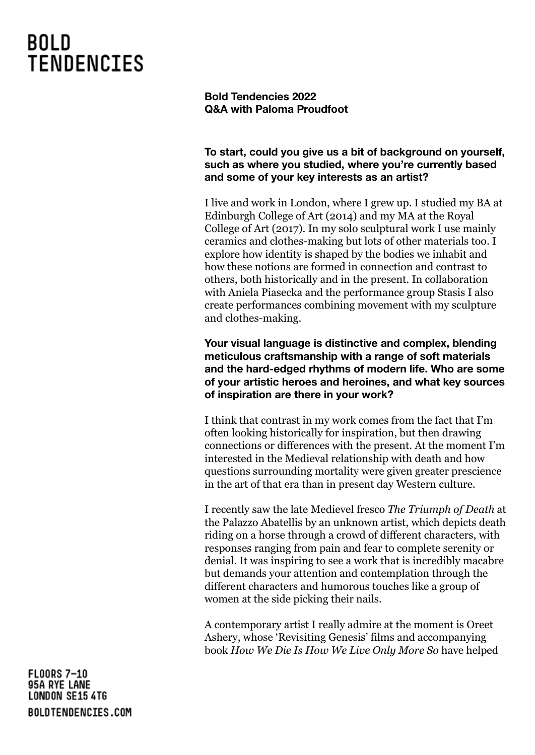# BOLD TENDENCIES

**Bold Tendencies 2022**
**Q&A with Paloma Proudfoot**

**To start, could you give us a bit of background on yourself, such as where you studied, where you're currently based and some of your key interests as an artist?**

I live and work in London, where I grew up. I studied my BA at Edinburgh College of Art (2014) and my MA at the Royal College of Art (2017). In my solo sculptural work I use mainly ceramics and clothes-making but lots of other materials too. I explore how identity is shaped by the bodies we inhabit and how these notions are formed in connection and contrast to others, both historically and in the present. In collaboration with Aniela Piasecka and the performance group Stasis I also create performances combining movement with my sculpture and clothes-making.

**Your visual language is distinctive and complex, blending meticulous craftsmanship with a range of soft materials and the hard-edged rhythms of modern life. Who are some of your artistic heroes and heroines, and what key sources of inspiration are there in your work?**

I think that contrast in my work comes from the fact that I'm often looking historically for inspiration, but then drawing connections or differences with the present. At the moment I'm interested in the Medieval relationship with death and how questions surrounding mortality were given greater prescience in the art of that era than in present day Western culture.

I recently saw the late Medievel fresco *The Triumph of Death* at the Palazzo Abatellis by an unknown artist, which depicts death riding on a horse through a crowd of different characters, with responses ranging from pain and fear to complete serenity or denial. It was inspiring to see a work that is incredibly macabre but demands your attention and contemplation through the different characters and humorous touches like a group of women at the side picking their nails.

A contemporary artist I really admire at the moment is Oreet Ashery, whose 'Revisiting Genesis' films and accompanying book *How We Die Is How We Live Only More So* have helped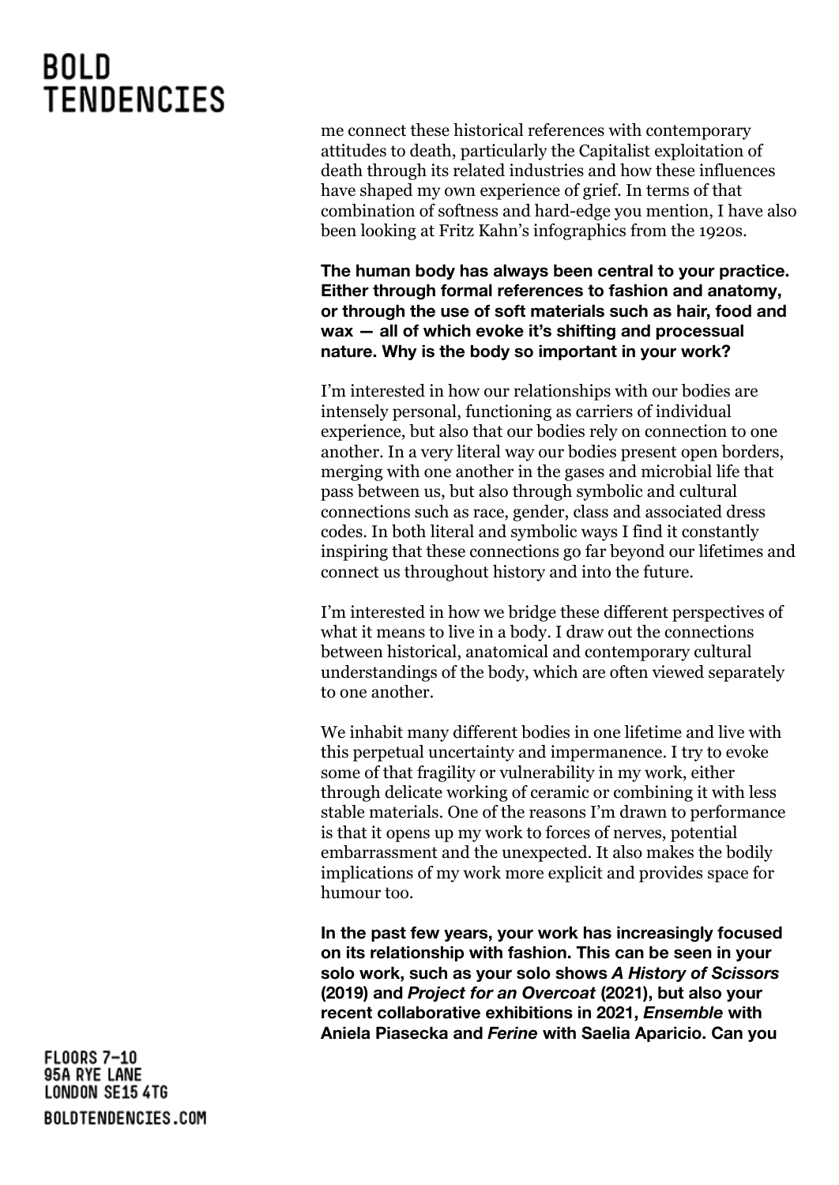me connect these historical references with contemporary attitudes to death, particularly the Capitalist exploitation of death through its related industries and how these influences have shaped my own experience of grief. In terms of that combination of softness and hard-edge you mention, I have also been looking at Fritz Kahn's infographics from the 1920s.

**The human body has always been central to your practice. Either through formal references to fashion and anatomy, or through the use of soft materials such as hair, food and wax — all of which evoke it's shifting and processual nature. Why is the body so important in your work?**

I'm interested in how our relationships with our bodies are intensely personal, functioning as carriers of individual experience, but also that our bodies rely on connection to one another. In a very literal way our bodies present open borders, merging with one another in the gases and microbial life that pass between us, but also through symbolic and cultural connections such as race, gender, class and associated dress codes. In both literal and symbolic ways I find it constantly inspiring that these connections go far beyond our lifetimes and connect us throughout history and into the future.

I'm interested in how we bridge these different perspectives of what it means to live in a body. I draw out the connections between historical, anatomical and contemporary cultural understandings of the body, which are often viewed separately to one another.

We inhabit many different bodies in one lifetime and live with this perpetual uncertainty and impermanence. I try to evoke some of that fragility or vulnerability in my work, either through delicate working of ceramic or combining it with less stable materials. One of the reasons I'm drawn to performance is that it opens up my work to forces of nerves, potential embarrassment and the unexpected. It also makes the bodily implications of my work more explicit and provides space for humour too.

**In the past few years, your work has increasingly focused on its relationship with fashion. This can be seen in your solo work, such as your solo shows *A History of Scissors* (2019) and *Project for an Overcoat* (2021), but also your recent collaborative exhibitions in 2021, *Ensemble* with Aniela Piasecka and *Ferine* with Saelia Aparicio. Can you**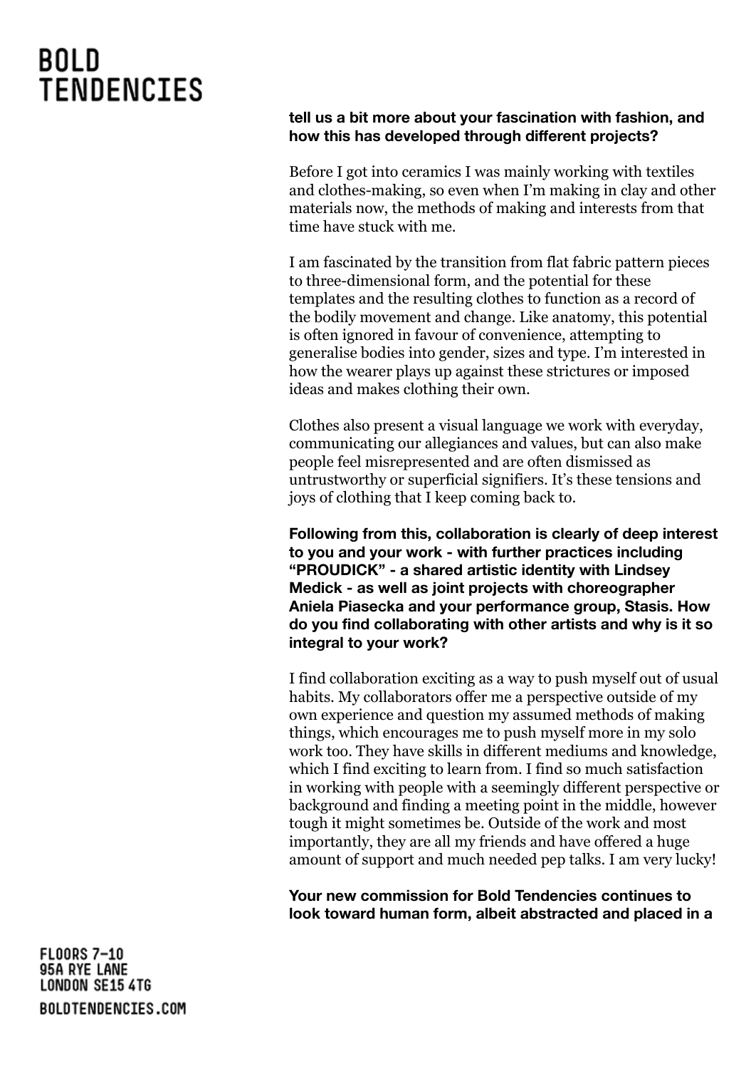**tell us a bit more about your fascination with fashion, and how this has developed through different projects?**

Before I got into ceramics I was mainly working with textiles and clothes-making, so even when I'm making in clay and other materials now, the methods of making and interests from that time have stuck with me.

I am fascinated by the transition from flat fabric pattern pieces to three-dimensional form, and the potential for these templates and the resulting clothes to function as a record of the bodily movement and change. Like anatomy, this potential is often ignored in favour of convenience, attempting to generalise bodies into gender, sizes and type. I'm interested in how the wearer plays up against these strictures or imposed ideas and makes clothing their own.

Clothes also present a visual language we work with everyday, communicating our allegiances and values, but can also make people feel misrepresented and are often dismissed as untrustworthy or superficial signifiers. It's these tensions and joys of clothing that I keep coming back to.

**Following from this, collaboration is clearly of deep interest to you and your work - with further practices including "PROUDICK" - a shared artistic identity with Lindsey Medick - as well as joint projects with choreographer Aniela Piasecka and your performance group, Stasis. How do you find collaborating with other artists and why is it so integral to your work?**

I find collaboration exciting as a way to push myself out of usual habits. My collaborators offer me a perspective outside of my own experience and question my assumed methods of making things, which encourages me to push myself more in my solo work too. They have skills in different mediums and knowledge, which I find exciting to learn from. I find so much satisfaction in working with people with a seemingly different perspective or background and finding a meeting point in the middle, however tough it might sometimes be. Outside of the work and most importantly, they are all my friends and have offered a huge amount of support and much needed pep talks. I am very lucky!

**Your new commission for Bold Tendencies continues to look toward human form, albeit abstracted and placed in a**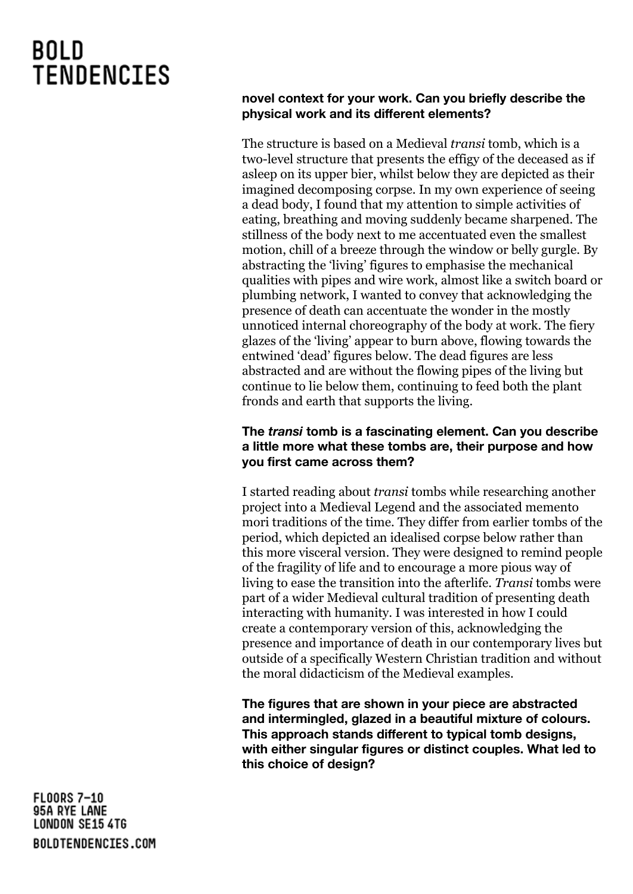**novel context for your work. Can you briefly describe the physical work and its different elements?**

The structure is based on a Medieval *transi* tomb, which is a two-level structure that presents the effigy of the deceased as if asleep on its upper bier, whilst below they are depicted as their imagined decomposing corpse. In my own experience of seeing a dead body, I found that my attention to simple activities of eating, breathing and moving suddenly became sharpened. The stillness of the body next to me accentuated even the smallest motion, chill of a breeze through the window or belly gurgle. By abstracting the 'living' figures to emphasise the mechanical qualities with pipes and wire work, almost like a switch board or plumbing network, I wanted to convey that acknowledging the presence of death can accentuate the wonder in the mostly unnoticed internal choreography of the body at work. The fiery glazes of the 'living' appear to burn above, flowing towards the entwined 'dead' figures below. The dead figures are less abstracted and are without the flowing pipes of the living but continue to lie below them, continuing to feed both the plant fronds and earth that supports the living.

**The *transi* tomb is a fascinating element. Can you describe a little more what these tombs are, their purpose and how you first came across them?**

I started reading about *transi* tombs while researching another project into a Medieval Legend and the associated memento mori traditions of the time. They differ from earlier tombs of the period, which depicted an idealised corpse below rather than this more visceral version. They were designed to remind people of the fragility of life and to encourage a more pious way of living to ease the transition into the afterlife. *Transi* tombs were part of a wider Medieval cultural tradition of presenting death interacting with humanity. I was interested in how I could create a contemporary version of this, acknowledging the presence and importance of death in our contemporary lives but outside of a specifically Western Christian tradition and without the moral didacticism of the Medieval examples.

**The figures that are shown in your piece are abstracted and intermingled, glazed in a beautiful mixture of colours. This approach stands different to typical tomb designs, with either singular figures or distinct couples. What led to this choice of design?**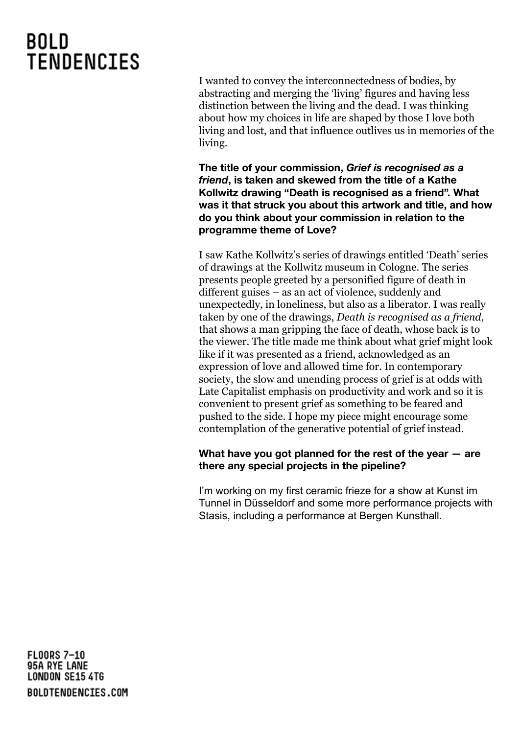I wanted to convey the interconnectedness of bodies, by abstracting and merging the 'living' figures and having less distinction between the living and the dead. I was thinking about how my choices in life are shaped by those I love both living and lost, and that influence outlives us in memories of the living.

**The title of your commission, *Grief is recognised as a friend*, is taken and skewed from the title of a Kathe Kollwitz drawing "Death is recognised as a friend". What was it that struck you about this artwork and title, and how do you think about your commission in relation to the programme theme of Love?**

I saw Kathe Kollwitz's series of drawings entitled 'Death' series of drawings at the Kollwitz museum in Cologne. The series presents people greeted by a personified figure of death in different guises – as an act of violence, suddenly and unexpectedly, in loneliness, but also as a liberator. I was really taken by one of the drawings, *Death is recognised as a friend*, that shows a man gripping the face of death, whose back is to the viewer. The title made me think about what grief might look like if it was presented as a friend, acknowledged as an expression of love and allowed time for. In contemporary society, the slow and unending process of grief is at odds with Late Capitalist emphasis on productivity and work and so it is convenient to present grief as something to be feared and pushed to the side. I hope my piece might encourage some contemplation of the generative potential of grief instead.

**What have you got planned for the rest of the year — are there any special projects in the pipeline?**

I'm working on my first ceramic frieze for a show at Kunst im Tunnel in Düsseldorf and some more performance projects with Stasis, including a performance at Bergen Kunsthall.